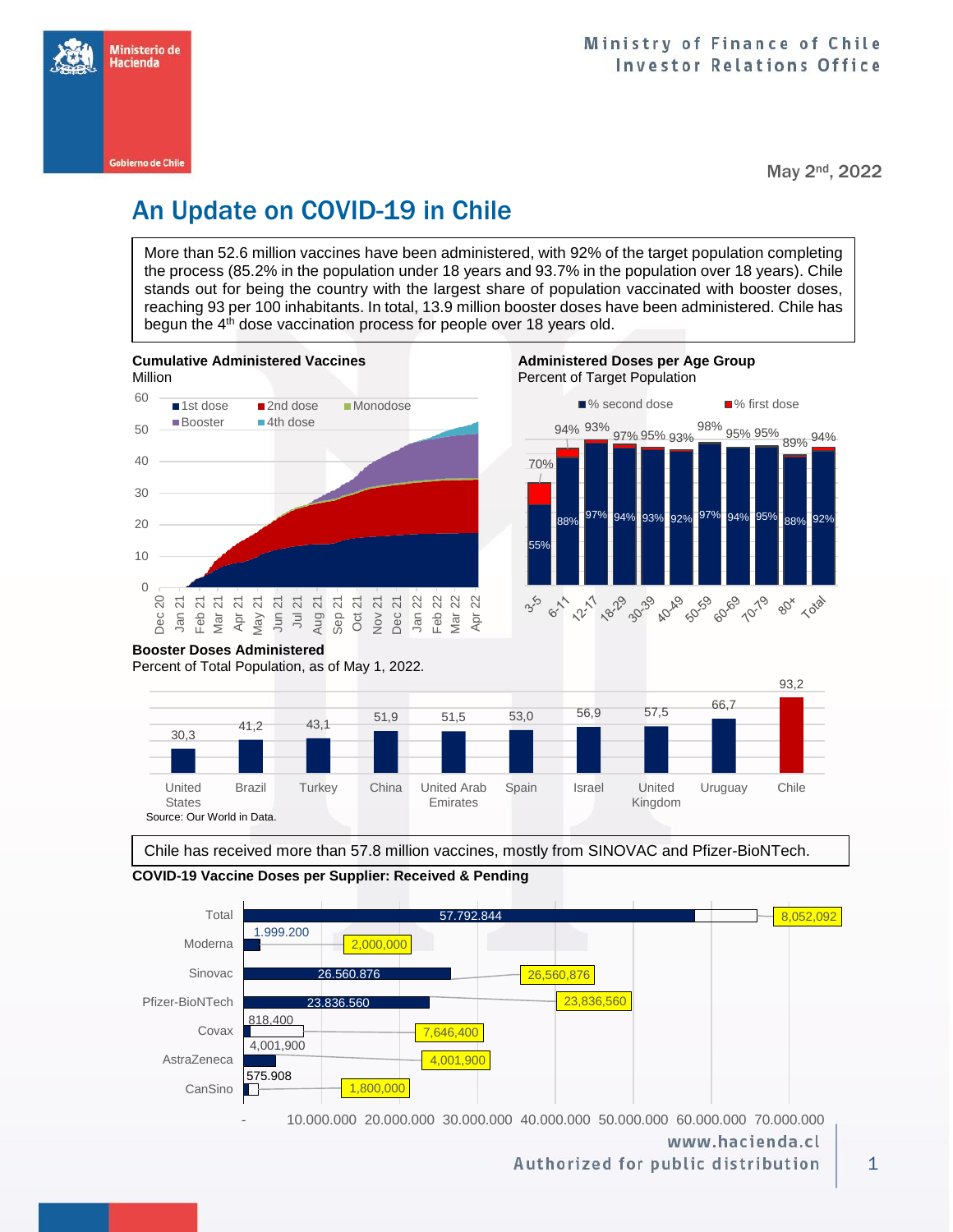Ministerio de Hacienda

Gobierno de Chile

Ministry of Finance of Chile
Investor Relations Office

May 2nd, 2022

# An Update on COVID-19 in Chile

More than 52.6 million vaccines have been administered, with 92% of the target population completing the process (85.2% in the population under 18 years and 93.7% in the population over 18 years). Chile stands out for being the country with the largest share of population vaccinated with booster doses, reaching 93 per 100 inhabitants. In total, 13.9 million booster doses have been administered. Chile has begun the 4th dose vaccination process for people over 18 years old.

**Cumulative Administered Vaccines**
Million

Legend: 1st dose, 2nd dose, Monodose, Booster, 4th dose

**Administered Doses per Age Group**
Percent of Target Population

| Age group | % second dose | % first dose |
|---|---|---|
| 3-5 | 55% | 70% |
| 6-11 | 88% | 94% |
| 12-17 | 97% | 93% |
| 18-29 | 94% | 97% |
| 30-39 | 93% | 95% |
| 40-49 | 92% | 93% |
| 50-59 | 97% | 98% |
| 60-69 | 94% | 95% |
| 70-79 | 95% | 95% |
| 80+ | 88% | 89% |
| Total | 92% | 94% |

**Booster Doses Administered**
Percent of Total Population, as of May 1, 2022.

| Country | Booster doses |
|---|---|
| United States | 30,3 |
| Brazil | 41,2 |
| Turkey | 43,1 |
| China | 51,9 |
| United Arab Emirates | 51,5 |
| Spain | 53,0 |
| Israel | 56,9 |
| United Kingdom | 57,5 |
| Uruguay | 66,7 |
| Chile | 93,2 |

Source: Our World in Data.

Chile has received more than 57.8 million vaccines, mostly from SINOVAC and Pfizer-BioNTech.

**COVID-19 Vaccine Doses per Supplier: Received & Pending**

| Supplier | Received | Total |
|---|---|---|
| Total | 57.792.844 | 8,052,092 |
| Moderna | 1.999.200 | 2,000,000 |
| Sinovac | 26.560.876 | 26,560,876 |
| Pfizer-BioNTech | 23.836.560 | 23,836,560 |
| Covax | 818.400 | 7,646,400 |
| AstraZeneca | 4,001,900 | 4,001,900 |
| CanSino | 575.908 | 1,800,000 |

www.hacienda.cl
Authorized for public distribution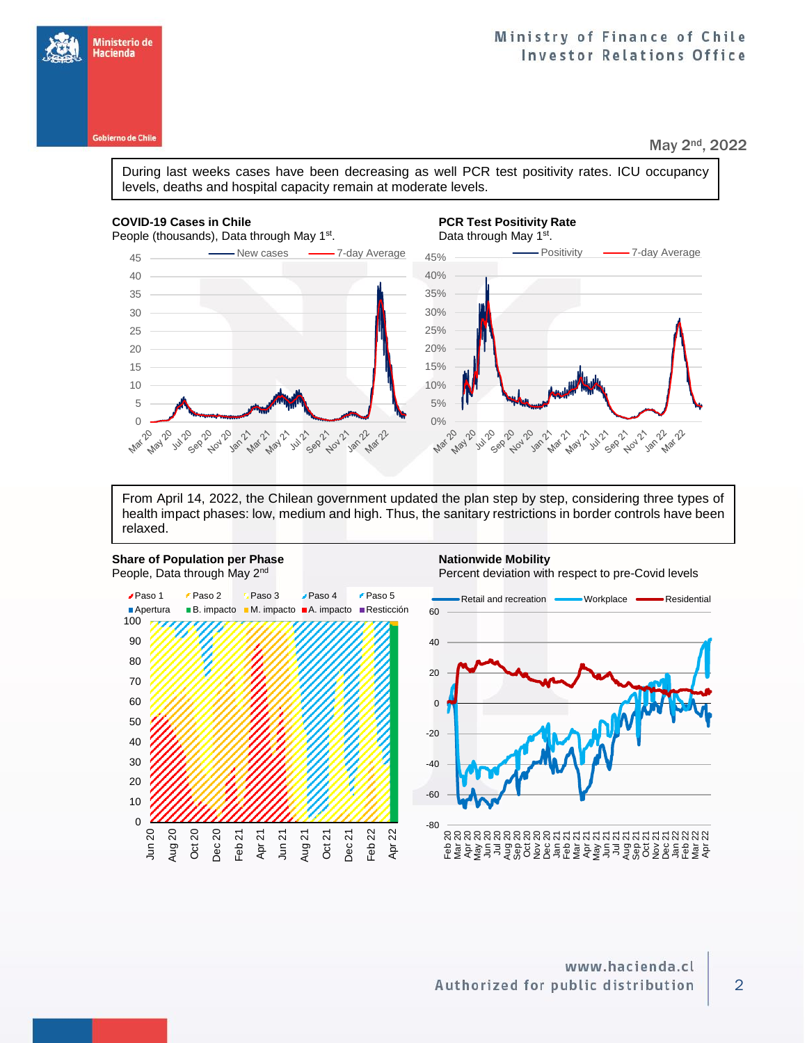May 2nd, 2022

During last weeks cases have been decreasing as well PCR test positivity rates. ICU occupancy levels, deaths and hospital capacity remain at moderate levels.

**COVID-19 Cases in Chile**
People (thousands), Data through May 1st.

**PCR Test Positivity Rate**
Data through May 1st.

From April 14, 2022, the Chilean government updated the plan step by step, considering three types of health impact phases: low, medium and high. Thus, the sanitary restrictions in border controls have been relaxed.

**Share of Population per Phase**
People, Data through May 2nd

**Nationwide Mobility**
Percent deviation with respect to pre-Covid levels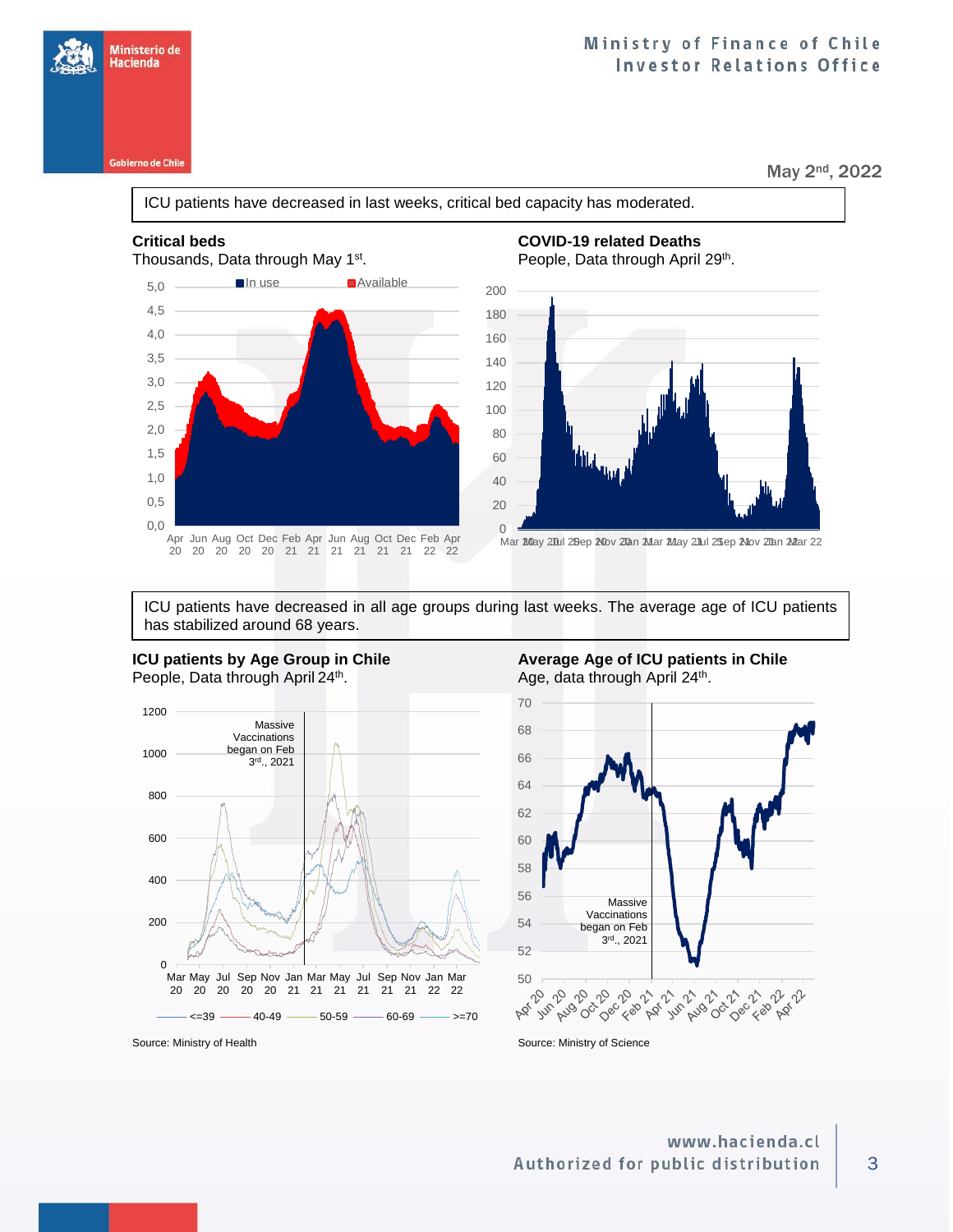May 2nd, 2022

ICU patients have decreased in last weeks, critical bed capacity has moderated.

**Critical beds**
Thousands, Data through May 1st.

In use
Available

5,0
4,5
4,0
3,5
3,0
2,5
2,0
1,5
1,0
0,5
0,0

Apr 20 Jun 20 Aug 20 Oct 20 Dec 20 Feb 21 Apr 21 Jun 21 Aug 21 Oct 21 Dec 21 Feb 22 Apr 22

**COVID-19 related Deaths**
People, Data through April 29th.

200
180
160
140
120
100
80
60
40
20
0

Mar 20 May 20 Jul 20 Sep 20 Nov 20 Jan 21 Mar 21 May 21 Jul 21 Sep 21 Nov 21 Jan 22 Mar 22

ICU patients have decreased in all age groups during last weeks. The average age of ICU patients has stabilized around 68 years.

**ICU patients by Age Group in Chile**
People, Data through April 24th.

1200
1000
800
600
400
200
0

Massive Vaccinations began on Feb 3rd., 2021

Mar 20 May 20 Jul 20 Sep 20 Nov 20 Jan 21 Mar 21 May 21 Jul 21 Sep 21 Nov 21 Jan 22 Mar 22

<=39 40-49 50-59 60-69 >=70

Source: Ministry of Health

**Average Age of ICU patients in Chile**
Age, data through April 24th.

70
68
66
64
62
60
58
56
54
52
50

Massive Vaccinations began on Feb 3rd., 2021

Apr 20 Jun 20 Aug 20 Oct 20 Dec 20 Feb 21 Apr 21 Jun 21 Aug 21 Oct 21 Dec 21 Feb 22 Apr 22

Source: Ministry of Science